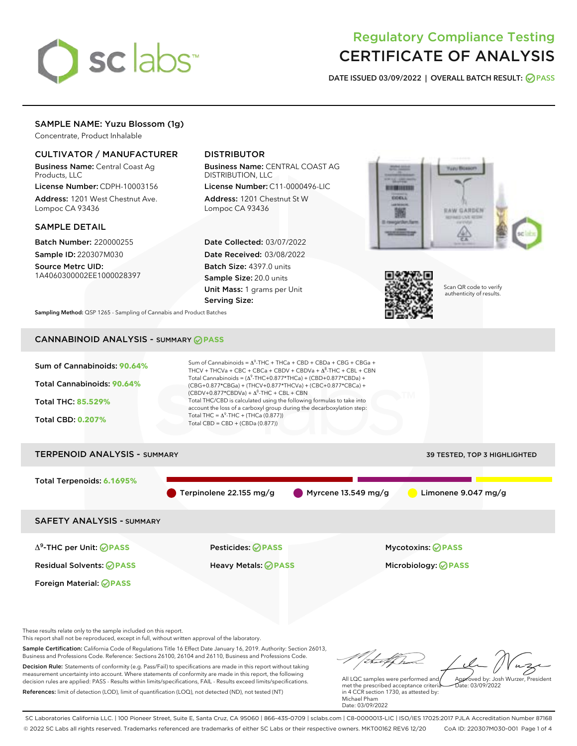# Regulatory Compliance Testing
# CERTIFICATE OF ANALYSIS

**DATE ISSUED 03/09/2022 | OVERALL BATCH RESULT: PASS**

## SAMPLE NAME: Yuzu Blossom (1g)

Concentrate, Product Inhalable

### CULTIVATOR / MANUFACTURER

**Business Name:** Central Coast Ag Products, LLC

**License Number:** CDPH-10003156

**Address:** 1201 West Chestnut Ave. Lompoc CA 93436

### DISTRIBUTOR

**Business Name:** CENTRAL COAST AG DISTRIBUTION, LLC

**License Number:** C11-0000496-LIC

**Address:** 1201 Chestnut St W Lompoc CA 93436

### SAMPLE DETAIL

**Batch Number:** 220000255

**Sample ID:** 220307M030

**Source Metrc UID:** 1A4060300002EE1000028397

**Date Collected:** 03/07/2022

**Date Received:** 03/08/2022

**Batch Size:** 4397.0 units

**Sample Size:** 20.0 units

**Unit Mass:** 1 grams per Unit

**Serving Size:**

Scan QR code to verify authenticity of results.

**Sampling Method:** QSP 1265 - Sampling of Cannabis and Product Batches

## CANNABINOID ANALYSIS - SUMMARY PASS

**Sum of Cannabinoids:** 90.64%

**Total Cannabinoids:** 90.64%

**Total THC:** 85.529%

**Total CBD:** 0.207%

Sum of Cannabinoids = $\Delta^9$-THC + THCa + CBD + CBDa + CBG + CBGa + THCV + THCVa + CBC + CBCa + CBDV + CBDVa + $\Delta^8$-THC + CBL + CBN

Total Cannabinoids = ($\Delta^9$-THC+0.877\*THCa) + (CBD+0.877\*CBDa) + (CBG+0.877\*CBGa) + (THCV+0.877\*THCVa) + (CBC+0.877\*CBCa) + (CBDV+0.877\*CBDVa) + $\Delta^8$-THC + CBL + CBN

Total THC/CBD is calculated using the following formulas to take into account the loss of a carboxyl group during the decarboxylation step:

Total THC = $\Delta^9$-THC + (THCa (0.877))

Total CBD = CBD + (CBDa (0.877))

## TERPENOID ANALYSIS - SUMMARY

39 TESTED, TOP 3 HIGHLIGHTED

**Total Terpenoids:** 6.1695%

- Terpinolene 22.155 mg/g
- Myrcene 13.549 mg/g
- Limonene 9.047 mg/g

## SAFETY ANALYSIS - SUMMARY

| | | |
|---|---|---|
| $\Delta^9$-THC per Unit: PASS | Pesticides: PASS | Mycotoxins: PASS |
| Residual Solvents: PASS | Heavy Metals: PASS | Microbiology: PASS |
| Foreign Material: PASS | | |

These results relate only to the sample included on this report.
This report shall not be reproduced, except in full, without written approval of the laboratory.

**Sample Certification:** California Code of Regulations Title 16 Effect Date January 16, 2019. Authority: Section 26013, Business and Professions Code. Reference: Sections 26100, 26104 and 26110, Business and Professions Code.

**Decision Rule:** Statements of conformity (e.g. Pass/Fail) to specifications are made in this report without taking measurement uncertainty into account. Where statements of conformity are made in this report, the following decision rules are applied: PASS - Results within limits/specifications, FAIL - Results exceed limits/specifications.

**References:** limit of detection (LOD), limit of quantification (LOQ), not detected (ND), not tested (NT)

All LQC samples were performed and met the prescribed acceptance criteria in 4 CCR section 1730, as attested by: Michael Pham
Date: 03/09/2022

Approved by: Josh Wurzer, President
Date: 03/09/2022

SC Laboratories California LLC. | 100 Pioneer Street, Suite E, Santa Cruz, CA 95060 | 866-435-0709 | sclabs.com | C8-0000013-LIC | ISO/IES 17025:2017 PJLA Accreditation Number 87168
© 2022 SC Labs all rights reserved. Trademarks referenced are trademarks of either SC Labs or their respective owners. MKT00162 REV6 12/20 CoA ID: 220307M030-001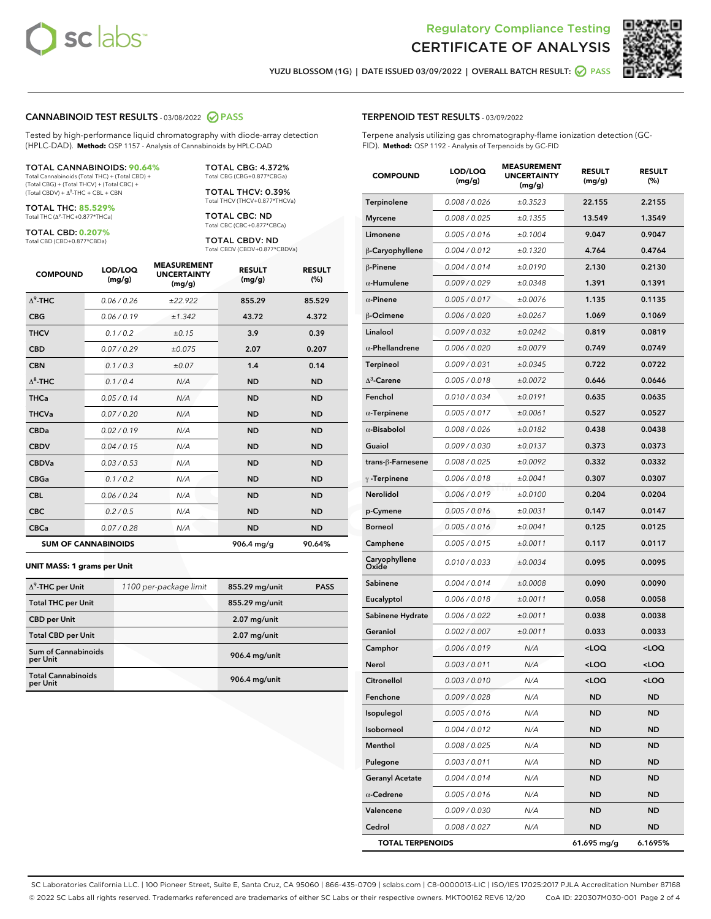# Regulatory Compliance Testing
# CERTIFICATE OF ANALYSIS

YUZU BLOSSOM (1G) | DATE ISSUED 03/09/2022 | OVERALL BATCH RESULT: PASS

## CANNABINOID TEST RESULTS - 03/08/2022 PASS

Tested by high-performance liquid chromatography with diode-array detection (HPLC-DAD). **Method:** QSP 1157 - Analysis of Cannabinoids by HPLC-DAD

**TOTAL CANNABINOIDS: 90.64%**
Total Cannabinoids (Total THC) + (Total CBD) + (Total CBG) + (Total THCV) + (Total CBC) + (Total CBDV) + $\Delta^8$-THC + CBL + CBN

**TOTAL THC: 85.529%**
Total THC ($\Delta^9$-THC+0.877*THCa)

**TOTAL CBD: 0.207%**
Total CBD (CBD+0.877*CBDa)

**TOTAL CBG: 4.372%**
Total CBG (CBG+0.877*CBGa)

**TOTAL THCV: 0.39%**
Total THCV (THCV+0.877*THCVa)

**TOTAL CBC: ND**
Total CBC (CBC+0.877*CBCa)

**TOTAL CBDV: ND**
Total CBDV (CBDV+0.877*CBDVa)

| COMPOUND | LOD/LOQ (mg/g) | MEASUREMENT UNCERTAINTY (mg/g) | RESULT (mg/g) | RESULT (%) |
|---|---|---|---|---|
| $\Delta^9$-THC | 0.06 / 0.26 | ±22.922 | 855.29 | 85.529 |
| CBG | 0.06 / 0.19 | ±1.342 | 43.72 | 4.372 |
| THCV | 0.1 / 0.2 | ±0.15 | 3.9 | 0.39 |
| CBD | 0.07 / 0.29 | ±0.075 | 2.07 | 0.207 |
| CBN | 0.1 / 0.3 | ±0.07 | 1.4 | 0.14 |
| $\Delta^8$-THC | 0.1 / 0.4 | N/A | ND | ND |
| THCa | 0.05 / 0.14 | N/A | ND | ND |
| THCVa | 0.07 / 0.20 | N/A | ND | ND |
| CBDa | 0.02 / 0.19 | N/A | ND | ND |
| CBDV | 0.04 / 0.15 | N/A | ND | ND |
| CBDVa | 0.03 / 0.53 | N/A | ND | ND |
| CBGa | 0.1 / 0.2 | N/A | ND | ND |
| CBL | 0.06 / 0.24 | N/A | ND | ND |
| CBC | 0.2 / 0.5 | N/A | ND | ND |
| CBCa | 0.07 / 0.28 | N/A | ND | ND |
| **SUM OF CANNABINOIDS** | | | **906.4 mg/g** | **90.64%** |

**UNIT MASS: 1 grams per Unit**

| | | | |
|---|---|---|---|
| $\Delta^9$-THC per Unit | 1100 per-package limit | 855.29 mg/unit | PASS |
| Total THC per Unit | | 855.29 mg/unit | |
| CBD per Unit | | 2.07 mg/unit | |
| Total CBD per Unit | | 2.07 mg/unit | |
| Sum of Cannabinoids per Unit | | 906.4 mg/unit | |
| Total Cannabinoids per Unit | | 906.4 mg/unit | |

## TERPENOID TEST RESULTS - 03/09/2022

Terpene analysis utilizing gas chromatography-flame ionization detection (GC-FID). **Method:** QSP 1192 - Analysis of Terpenoids by GC-FID

| COMPOUND | LOD/LOQ (mg/g) | MEASUREMENT UNCERTAINTY (mg/g) | RESULT (mg/g) | RESULT (%) |
|---|---|---|---|---|
| Terpinolene | 0.008 / 0.026 | ±0.3523 | 22.155 | 2.2155 |
| Myrcene | 0.008 / 0.025 | ±0.1355 | 13.549 | 1.3549 |
| Limonene | 0.005 / 0.016 | ±0.1004 | 9.047 | 0.9047 |
| β-Caryophyllene | 0.004 / 0.012 | ±0.1320 | 4.764 | 0.4764 |
| β-Pinene | 0.004 / 0.014 | ±0.0190 | 2.130 | 0.2130 |
| α-Humulene | 0.009 / 0.029 | ±0.0348 | 1.391 | 0.1391 |
| α-Pinene | 0.005 / 0.017 | ±0.0076 | 1.135 | 0.1135 |
| β-Ocimene | 0.006 / 0.020 | ±0.0267 | 1.069 | 0.1069 |
| Linalool | 0.009 / 0.032 | ±0.0242 | 0.819 | 0.0819 |
| α-Phellandrene | 0.006 / 0.020 | ±0.0079 | 0.749 | 0.0749 |
| Terpineol | 0.009 / 0.031 | ±0.0345 | 0.722 | 0.0722 |
| $\Delta^3$-Carene | 0.005 / 0.018 | ±0.0072 | 0.646 | 0.0646 |
| Fenchol | 0.010 / 0.034 | ±0.0191 | 0.635 | 0.0635 |
| α-Terpinene | 0.005 / 0.017 | ±0.0061 | 0.527 | 0.0527 |
| α-Bisabolol | 0.008 / 0.026 | ±0.0182 | 0.438 | 0.0438 |
| Guaiol | 0.009 / 0.030 | ±0.0137 | 0.373 | 0.0373 |
| trans-β-Farnesene | 0.008 / 0.025 | ±0.0092 | 0.332 | 0.0332 |
| γ-Terpinene | 0.006 / 0.018 | ±0.0041 | 0.307 | 0.0307 |
| Nerolidol | 0.006 / 0.019 | ±0.0100 | 0.204 | 0.0204 |
| p-Cymene | 0.005 / 0.016 | ±0.0031 | 0.147 | 0.0147 |
| Borneol | 0.005 / 0.016 | ±0.0041 | 0.125 | 0.0125 |
| Camphene | 0.005 / 0.015 | ±0.0011 | 0.117 | 0.0117 |
| Caryophyllene Oxide | 0.010 / 0.033 | ±0.0034 | 0.095 | 0.0095 |
| Sabinene | 0.004 / 0.014 | ±0.0008 | 0.090 | 0.0090 |
| Eucalyptol | 0.006 / 0.018 | ±0.0011 | 0.058 | 0.0058 |
| Sabinene Hydrate | 0.006 / 0.022 | ±0.0011 | 0.038 | 0.0038 |
| Geraniol | 0.002 / 0.007 | ±0.0011 | 0.033 | 0.0033 |
| Camphor | 0.006 / 0.019 | N/A | <LOQ | <LOQ |
| Nerol | 0.003 / 0.011 | N/A | <LOQ | <LOQ |
| Citronellol | 0.003 / 0.010 | N/A | <LOQ | <LOQ |
| Fenchone | 0.009 / 0.028 | N/A | ND | ND |
| Isopulegol | 0.005 / 0.016 | N/A | ND | ND |
| Isoborneol | 0.004 / 0.012 | N/A | ND | ND |
| Menthol | 0.008 / 0.025 | N/A | ND | ND |
| Pulegone | 0.003 / 0.011 | N/A | ND | ND |
| Geranyl Acetate | 0.004 / 0.014 | N/A | ND | ND |
| α-Cedrene | 0.005 / 0.016 | N/A | ND | ND |
| Valencene | 0.009 / 0.030 | N/A | ND | ND |
| Cedrol | 0.008 / 0.027 | N/A | ND | ND |
| **TOTAL TERPENOIDS** | | | **61.695 mg/g** | **6.1695%** |

SC Laboratories California LLC. | 100 Pioneer Street, Suite E, Santa Cruz, CA 95060 | 866-435-0709 | sclabs.com | C8-0000013-LIC | ISO/IES 17025:2017 PJLA Accreditation Number 87168
© 2022 SC Labs all rights reserved. Trademarks referenced are trademarks of either SC Labs or their respective owners. MKT00162 REV6 12/20 CoA ID: 220307M030-001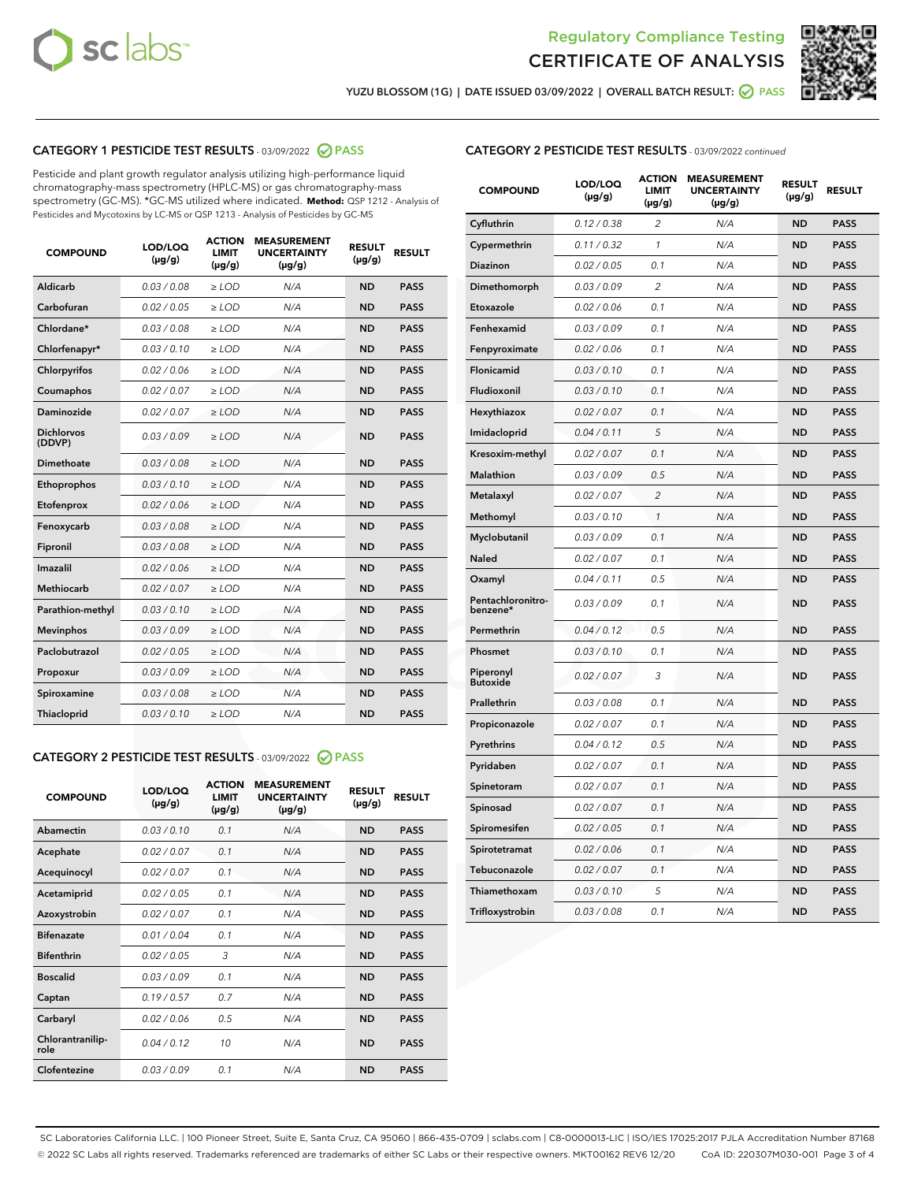# Regulatory Compliance Testing
# CERTIFICATE OF ANALYSIS

YUZU BLOSSOM (1G) | DATE ISSUED 03/09/2022 | OVERALL BATCH RESULT: PASS

## CATEGORY 1 PESTICIDE TEST RESULTS - 03/09/2022 PASS

Pesticide and plant growth regulator analysis utilizing high-performance liquid chromatography-mass spectrometry (HPLC-MS) or gas chromatography-mass spectrometry (GC-MS). *GC-MS utilized where indicated. **Method:** QSP 1212 - Analysis of Pesticides and Mycotoxins by LC-MS or QSP 1213 - Analysis of Pesticides by GC-MS

| COMPOUND | LOD/LOQ (µg/g) | ACTION LIMIT (µg/g) | MEASUREMENT UNCERTAINTY (µg/g) | RESULT (µg/g) | RESULT |
|---|---|---|---|---|---|
| Aldicarb | 0.03 / 0.08 | ≥ LOD | N/A | ND | PASS |
| Carbofuran | 0.02 / 0.05 | ≥ LOD | N/A | ND | PASS |
| Chlordane* | 0.03 / 0.08 | ≥ LOD | N/A | ND | PASS |
| Chlorfenapyr* | 0.03 / 0.10 | ≥ LOD | N/A | ND | PASS |
| Chlorpyrifos | 0.02 / 0.06 | ≥ LOD | N/A | ND | PASS |
| Coumaphos | 0.02 / 0.07 | ≥ LOD | N/A | ND | PASS |
| Daminozide | 0.02 / 0.07 | ≥ LOD | N/A | ND | PASS |
| Dichlorvos (DDVP) | 0.03 / 0.09 | ≥ LOD | N/A | ND | PASS |
| Dimethoate | 0.03 / 0.08 | ≥ LOD | N/A | ND | PASS |
| Ethoprophos | 0.03 / 0.10 | ≥ LOD | N/A | ND | PASS |
| Etofenprox | 0.02 / 0.06 | ≥ LOD | N/A | ND | PASS |
| Fenoxycarb | 0.03 / 0.08 | ≥ LOD | N/A | ND | PASS |
| Fipronil | 0.03 / 0.08 | ≥ LOD | N/A | ND | PASS |
| Imazalil | 0.02 / 0.06 | ≥ LOD | N/A | ND | PASS |
| Methiocarb | 0.02 / 0.07 | ≥ LOD | N/A | ND | PASS |
| Parathion-methyl | 0.03 / 0.10 | ≥ LOD | N/A | ND | PASS |
| Mevinphos | 0.03 / 0.09 | ≥ LOD | N/A | ND | PASS |
| Paclobutrazol | 0.02 / 0.05 | ≥ LOD | N/A | ND | PASS |
| Propoxur | 0.03 / 0.09 | ≥ LOD | N/A | ND | PASS |
| Spiroxamine | 0.03 / 0.08 | ≥ LOD | N/A | ND | PASS |
| Thiacloprid | 0.03 / 0.10 | ≥ LOD | N/A | ND | PASS |

## CATEGORY 2 PESTICIDE TEST RESULTS - 03/09/2022 PASS

| COMPOUND | LOD/LOQ (µg/g) | ACTION LIMIT (µg/g) | MEASUREMENT UNCERTAINTY (µg/g) | RESULT (µg/g) | RESULT |
|---|---|---|---|---|---|
| Abamectin | 0.03 / 0.10 | 0.1 | N/A | ND | PASS |
| Acephate | 0.02 / 0.07 | 0.1 | N/A | ND | PASS |
| Acequinocyl | 0.02 / 0.07 | 0.1 | N/A | ND | PASS |
| Acetamiprid | 0.02 / 0.05 | 0.1 | N/A | ND | PASS |
| Azoxystrobin | 0.02 / 0.07 | 0.1 | N/A | ND | PASS |
| Bifenazate | 0.01 / 0.04 | 0.1 | N/A | ND | PASS |
| Bifenthrin | 0.02 / 0.05 | 3 | N/A | ND | PASS |
| Boscalid | 0.03 / 0.09 | 0.1 | N/A | ND | PASS |
| Captan | 0.19 / 0.57 | 0.7 | N/A | ND | PASS |
| Carbaryl | 0.02 / 0.06 | 0.5 | N/A | ND | PASS |
| Chlorantraniliprole | 0.04 / 0.12 | 10 | N/A | ND | PASS |
| Clofentezine | 0.03 / 0.09 | 0.1 | N/A | ND | PASS |
| Cyfluthrin | 0.12 / 0.38 | 2 | N/A | ND | PASS |
| Cypermethrin | 0.11 / 0.32 | 1 | N/A | ND | PASS |
| Diazinon | 0.02 / 0.05 | 0.1 | N/A | ND | PASS |
| Dimethomorph | 0.03 / 0.09 | 2 | N/A | ND | PASS |
| Etoxazole | 0.02 / 0.06 | 0.1 | N/A | ND | PASS |
| Fenhexamid | 0.03 / 0.09 | 0.1 | N/A | ND | PASS |
| Fenpyroximate | 0.02 / 0.06 | 0.1 | N/A | ND | PASS |
| Flonicamid | 0.03 / 0.10 | 0.1 | N/A | ND | PASS |
| Fludioxonil | 0.03 / 0.10 | 0.1 | N/A | ND | PASS |
| Hexythiazox | 0.02 / 0.07 | 0.1 | N/A | ND | PASS |
| Imidacloprid | 0.04 / 0.11 | 5 | N/A | ND | PASS |
| Kresoxim-methyl | 0.02 / 0.07 | 0.1 | N/A | ND | PASS |
| Malathion | 0.03 / 0.09 | 0.5 | N/A | ND | PASS |
| Metalaxyl | 0.02 / 0.07 | 2 | N/A | ND | PASS |
| Methomyl | 0.03 / 0.10 | 1 | N/A | ND | PASS |
| Myclobutanil | 0.03 / 0.09 | 0.1 | N/A | ND | PASS |
| Naled | 0.02 / 0.07 | 0.1 | N/A | ND | PASS |
| Oxamyl | 0.04 / 0.11 | 0.5 | N/A | ND | PASS |
| Pentachloronitrobenzene* | 0.03 / 0.09 | 0.1 | N/A | ND | PASS |
| Permethrin | 0.04 / 0.12 | 0.5 | N/A | ND | PASS |
| Phosmet | 0.03 / 0.10 | 0.1 | N/A | ND | PASS |
| Piperonyl Butoxide | 0.02 / 0.07 | 3 | N/A | ND | PASS |
| Prallethrin | 0.03 / 0.08 | 0.1 | N/A | ND | PASS |
| Propiconazole | 0.02 / 0.07 | 0.1 | N/A | ND | PASS |
| Pyrethrins | 0.04 / 0.12 | 0.5 | N/A | ND | PASS |
| Pyridaben | 0.02 / 0.07 | 0.1 | N/A | ND | PASS |
| Spinetoram | 0.02 / 0.07 | 0.1 | N/A | ND | PASS |
| Spinosad | 0.02 / 0.07 | 0.1 | N/A | ND | PASS |
| Spiromesifen | 0.02 / 0.05 | 0.1 | N/A | ND | PASS |
| Spirotetramat | 0.02 / 0.06 | 0.1 | N/A | ND | PASS |
| Tebuconazole | 0.02 / 0.07 | 0.1 | N/A | ND | PASS |
| Thiamethoxam | 0.03 / 0.10 | 5 | N/A | ND | PASS |
| Trifloxystrobin | 0.03 / 0.08 | 0.1 | N/A | ND | PASS |

SC Laboratories California LLC. | 100 Pioneer Street, Suite E, Santa Cruz, CA 95060 | 866-435-0709 | sclabs.com | C8-0000013-LIC | ISO/IES 17025:2017 PJLA Accreditation Number 87168
© 2022 SC Labs all rights reserved. Trademarks referenced are trademarks of either SC Labs or their respective owners. MKT00162 REV6 12/20 CoA ID: 220307M030-001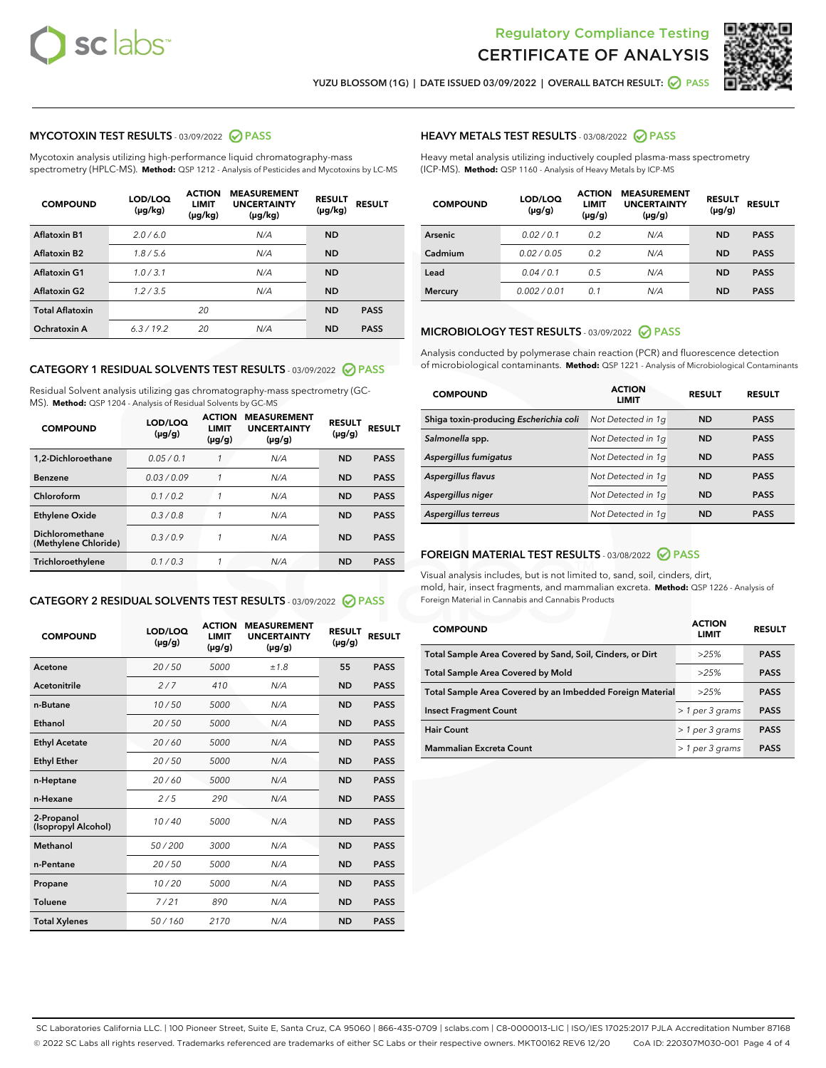Regulatory Compliance Testing

# CERTIFICATE OF ANALYSIS

YUZU BLOSSOM (1G) | DATE ISSUED 03/09/2022 | OVERALL BATCH RESULT: PASS

## MYCOTOXIN TEST RESULTS - 03/09/2022 PASS

Mycotoxin analysis utilizing high-performance liquid chromatography-mass spectrometry (HPLC-MS). **Method:** QSP 1212 - Analysis of Pesticides and Mycotoxins by LC-MS

| COMPOUND | LOD/LOQ (µg/kg) | ACTION LIMIT (µg/kg) | MEASUREMENT UNCERTAINTY (µg/kg) | RESULT (µg/kg) | RESULT |
|---|---|---|---|---|---|
| Aflatoxin B1 | 2.0 / 6.0 | | N/A | ND | |
| Aflatoxin B2 | 1.8 / 5.6 | | N/A | ND | |
| Aflatoxin G1 | 1.0 / 3.1 | | N/A | ND | |
| Aflatoxin G2 | 1.2 / 3.5 | | N/A | ND | |
| Total Aflatoxin | | 20 | | ND | PASS |
| Ochratoxin A | 6.3 / 19.2 | 20 | N/A | ND | PASS |

## CATEGORY 1 RESIDUAL SOLVENTS TEST RESULTS - 03/09/2022 PASS

Residual Solvent analysis utilizing gas chromatography-mass spectrometry (GC-MS). **Method:** QSP 1204 - Analysis of Residual Solvents by GC-MS

| COMPOUND | LOD/LOQ (µg/g) | ACTION LIMIT (µg/g) | MEASUREMENT UNCERTAINTY (µg/g) | RESULT (µg/g) | RESULT |
|---|---|---|---|---|---|
| 1,2-Dichloroethane | 0.05 / 0.1 | 1 | N/A | ND | PASS |
| Benzene | 0.03 / 0.09 | 1 | N/A | ND | PASS |
| Chloroform | 0.1 / 0.2 | 1 | N/A | ND | PASS |
| Ethylene Oxide | 0.3 / 0.8 | 1 | N/A | ND | PASS |
| Dichloromethane (Methylene Chloride) | 0.3 / 0.9 | 1 | N/A | ND | PASS |
| Trichloroethylene | 0.1 / 0.3 | 1 | N/A | ND | PASS |

## CATEGORY 2 RESIDUAL SOLVENTS TEST RESULTS - 03/09/2022 PASS

| COMPOUND | LOD/LOQ (µg/g) | ACTION LIMIT (µg/g) | MEASUREMENT UNCERTAINTY (µg/g) | RESULT (µg/g) | RESULT |
|---|---|---|---|---|---|
| Acetone | 20 / 50 | 5000 | ±1.8 | 55 | PASS |
| Acetonitrile | 2 / 7 | 410 | N/A | ND | PASS |
| n-Butane | 10 / 50 | 5000 | N/A | ND | PASS |
| Ethanol | 20 / 50 | 5000 | N/A | ND | PASS |
| Ethyl Acetate | 20 / 60 | 5000 | N/A | ND | PASS |
| Ethyl Ether | 20 / 50 | 5000 | N/A | ND | PASS |
| n-Heptane | 20 / 60 | 5000 | N/A | ND | PASS |
| n-Hexane | 2 / 5 | 290 | N/A | ND | PASS |
| 2-Propanol (Isopropyl Alcohol) | 10 / 40 | 5000 | N/A | ND | PASS |
| Methanol | 50 / 200 | 3000 | N/A | ND | PASS |
| n-Pentane | 20 / 50 | 5000 | N/A | ND | PASS |
| Propane | 10 / 20 | 5000 | N/A | ND | PASS |
| Toluene | 7 / 21 | 890 | N/A | ND | PASS |
| Total Xylenes | 50 / 160 | 2170 | N/A | ND | PASS |

## HEAVY METALS TEST RESULTS - 03/08/2022 PASS

Heavy metal analysis utilizing inductively coupled plasma-mass spectrometry (ICP-MS). **Method:** QSP 1160 - Analysis of Heavy Metals by ICP-MS

| COMPOUND | LOD/LOQ (µg/g) | ACTION LIMIT (µg/g) | MEASUREMENT UNCERTAINTY (µg/g) | RESULT (µg/g) | RESULT |
|---|---|---|---|---|---|
| Arsenic | 0.02 / 0.1 | 0.2 | N/A | ND | PASS |
| Cadmium | 0.02 / 0.05 | 0.2 | N/A | ND | PASS |
| Lead | 0.04 / 0.1 | 0.5 | N/A | ND | PASS |
| Mercury | 0.002 / 0.01 | 0.1 | N/A | ND | PASS |

## MICROBIOLOGY TEST RESULTS - 03/09/2022 PASS

Analysis conducted by polymerase chain reaction (PCR) and fluorescence detection of microbiological contaminants. **Method:** QSP 1221 - Analysis of Microbiological Contaminants

| COMPOUND | ACTION LIMIT | RESULT | RESULT |
|---|---|---|---|
| Shiga toxin-producing *Escherichia coli* | Not Detected in 1g | ND | PASS |
| *Salmonella* spp. | Not Detected in 1g | ND | PASS |
| *Aspergillus fumigatus* | Not Detected in 1g | ND | PASS |
| *Aspergillus flavus* | Not Detected in 1g | ND | PASS |
| *Aspergillus niger* | Not Detected in 1g | ND | PASS |
| *Aspergillus terreus* | Not Detected in 1g | ND | PASS |

## FOREIGN MATERIAL TEST RESULTS - 03/08/2022 PASS

Visual analysis includes, but is not limited to, sand, soil, cinders, dirt, mold, hair, insect fragments, and mammalian excreta. **Method:** QSP 1226 - Analysis of Foreign Material in Cannabis and Cannabis Products

| COMPOUND | ACTION LIMIT | RESULT |
|---|---|---|
| Total Sample Area Covered by Sand, Soil, Cinders, or Dirt | >25% | PASS |
| Total Sample Area Covered by Mold | >25% | PASS |
| Total Sample Area Covered by an Imbedded Foreign Material | >25% | PASS |
| Insect Fragment Count | > 1 per 3 grams | PASS |
| Hair Count | > 1 per 3 grams | PASS |
| Mammalian Excreta Count | > 1 per 3 grams | PASS |

SC Laboratories California LLC. | 100 Pioneer Street, Suite E, Santa Cruz, CA 95060 | 866-435-0709 | sclabs.com | C8-0000013-LIC | ISO/IES 17025:2017 PJLA Accreditation Number 87168
© 2022 SC Labs all rights reserved. Trademarks referenced are trademarks of either SC Labs or their respective owners. MKT00162 REV6 12/20 CoA ID: 220307M030-001